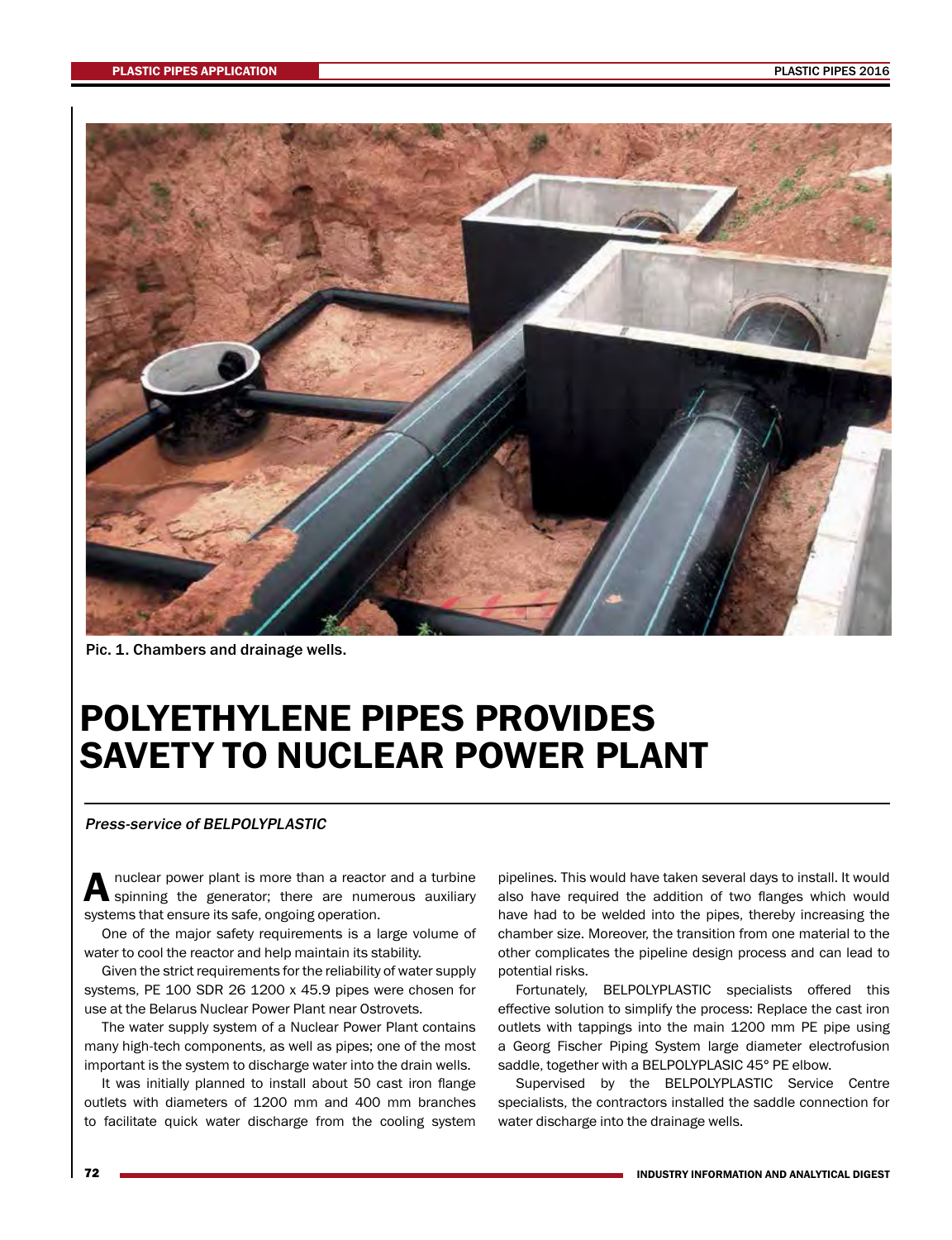Pic. 1. Chambers and drainage wells.

# POLYETHYLENE PIPES PROVIDES SAVETY TO NUCLEAR POWER PLANT

*Press-service of BELPOLYPLASTIC*

A nuclear power plant is more than a reactor and a turbine spinning the generator; there are numerous auxiliary systems that ensure its safe, ongoing operation.

One of the major safety requirements is a large volume of water to cool the reactor and help maintain its stability.

Given the strict requirements for the reliability of water supply systems, PE 100 SDR 26 1200 x 45.9 pipes were chosen for use at the Belarus Nuclear Power Plant near Ostrovets.

The water supply system of a Nuclear Power Plant contains many high-tech components, as well as pipes; one of the most important is the system to discharge water into the drain wells.

It was initially planned to install about 50 cast iron flange outlets with diameters of 1200 mm and 400 mm branches to facilitate quick water discharge from the cooling system pipelines. This would have taken several days to install. It would also have required the addition of two flanges which would have had to be welded into the pipes, thereby increasing the chamber size. Moreover, the transition from one material to the other complicates the pipeline design process and can lead to potential risks.

Fortunately, BELPOLYPLASTIC specialists offered this effective solution to simplify the process: Replace the cast iron outlets with tappings into the main 1200 mm PE pipe using a Georg Fischer Piping System large diameter electrofusion saddle, together with a BELPOLYPLASIC 45° PE elbow.

Supervised by the BELPOLYPLASTIC Service Centre specialists, the contractors installed the saddle connection for water discharge into the drainage wells.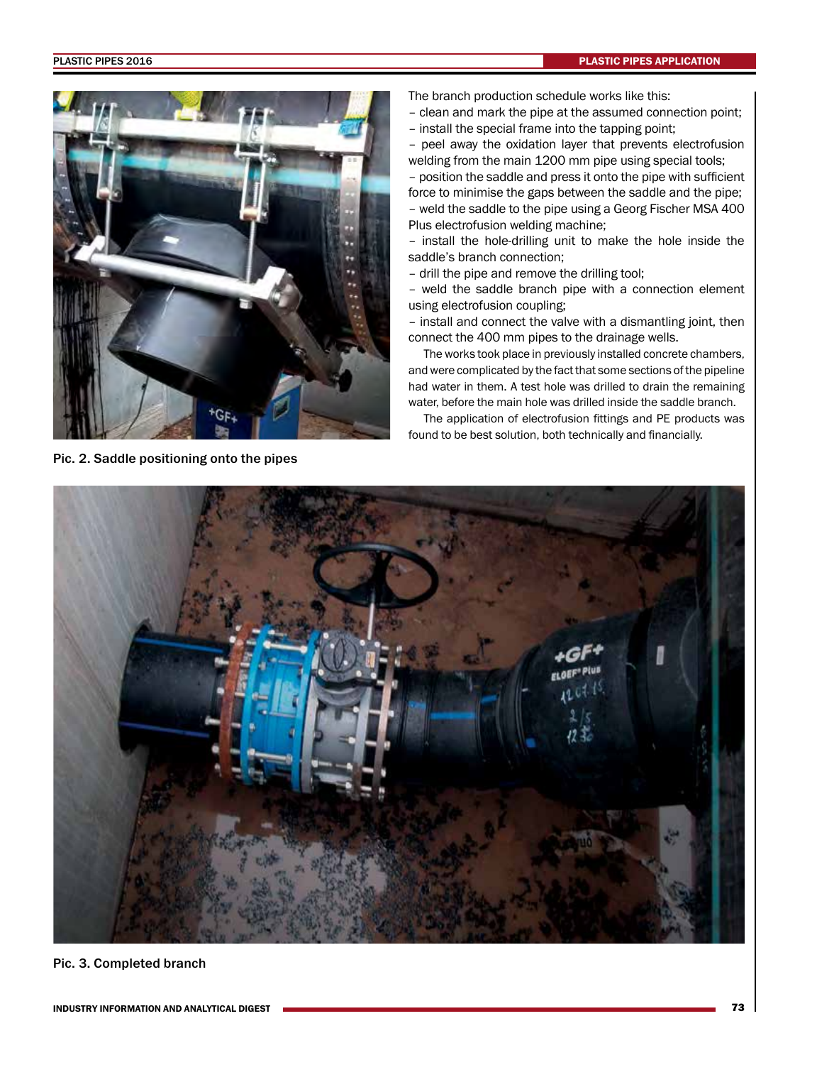The branch production schedule works like this:

– clean and mark the pipe at the assumed connection point;
– install the special frame into the tapping point;
– peel away the oxidation layer that prevents electrofusion welding from the main 1200 mm pipe using special tools;
– position the saddle and press it onto the pipe with sufficient force to minimise the gaps between the saddle and the pipe;
– weld the saddle to the pipe using a Georg Fischer MSA 400 Plus electrofusion welding machine;
– install the hole-drilling unit to make the hole inside the saddle's branch connection;
– drill the pipe and remove the drilling tool;
– weld the saddle branch pipe with a connection element using electrofusion coupling;
– install and connect the valve with a dismantling joint, then connect the 400 mm pipes to the drainage wells.

The works took place in previously installed concrete chambers, and were complicated by the fact that some sections of the pipeline had water in them. A test hole was drilled to drain the remaining water, before the main hole was drilled inside the saddle branch.

The application of electrofusion fittings and PE products was found to be best solution, both technically and financially.

Pic. 2. Saddle positioning onto the pipes

Pic. 3. Completed branch